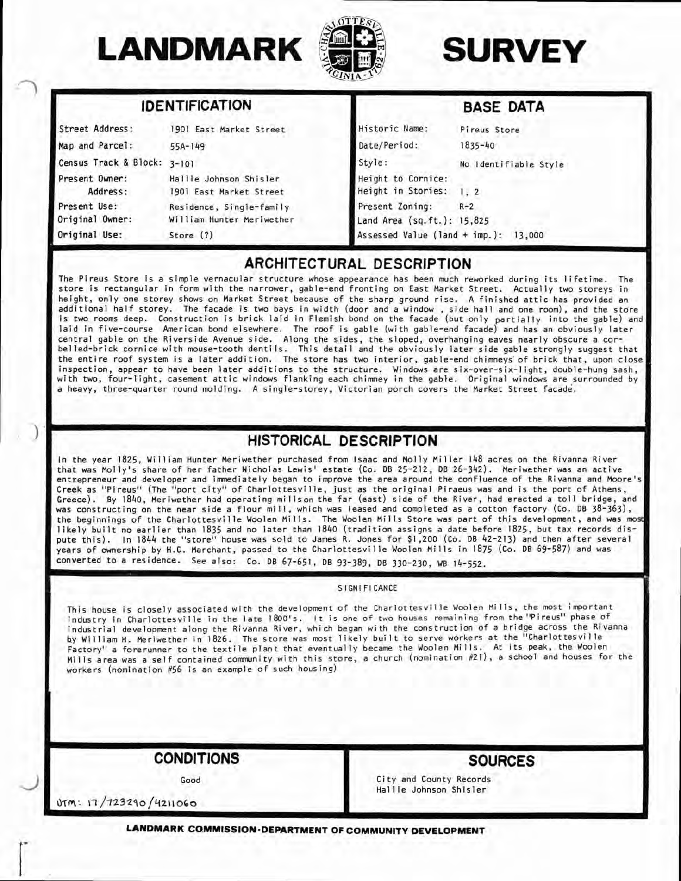# LANDMARK SURVEY

## IDENTIFICATION

| | |
|---|---|
| Street Address: | 1901 East Market Street |
| Map and Parcel: | 55A-149 |
| Census Track & Block: | 3-101 |
| Present Owner: | Hallie Johnson Shisler |
| Address: | 1901 East Market Street |
| Present Use: | Residence, Single-family |
| Original Owner: | William Hunter Meriwether |
| Original Use: | Store (?) |

## BASE DATA

| | |
|---|---|
| Historic Name: | Pireus Store |
| Date/Period: | 1835-40 |
| Style: | No Identifiable Style |
| Height to Cornice: | |
| Height in Stories: | 1, 2 |
| Present Zoning: | R-2 |
| Land Area (sq.ft.): | 15,825 |
| Assessed Value (land + imp.): | 13,000 |

## ARCHITECTURAL DESCRIPTION

The Pireus Store is a simple vernacular structure whose appearance has been much reworked during its lifetime. The store is rectangular in form with the narrower, gable-end fronting on East Market Street. Actually two storeys in height, only one storey shows on Market Street because of the sharp ground rise. A finished attic has provided an additional half storey. The facade is two bays in width (door and a window , side hall and one room), and the store is two rooms deep. Construction is brick laid in Flemish bond on the facade (but only partially into the gable) and laid in five-course American bond elsewhere. The roof is gable (with gable-end facade) and has an obviously later central gable on the Riverside Avenue side. Along the sides, the sloped, overhanging eaves nearly obscure a corbelled-brick cornice with mouse-tooth dentils. This detail and the obviously later side gable strongly suggest that the entire roof system is a later addition. The store has two interior, gable-end chimneys of brick that, upon close inspection, appear to have been later additions to the structure. Windows are six-over-six-light, double-hung sash, with two, four-light, casement attic windows flanking each chimney in the gable. Original windows are surrounded by a heavy, three-quarter round molding. A single-storey, Victorian porch covers the Market Street facade.

## HISTORICAL DESCRIPTION

In the year 1825, William Hunter Meriwether purchased from Isaac and Molly Miller 148 acres on the Rivanna River that was Molly's share of her father Nicholas Lewis' estate (Co. DB 25-212, DB 26-342). Meriwether was an active entrepreneur and developer and immediately began to improve the area around the confluence of the Rivanna and Moore's Creek as "Pireus" (The "port city" of Charlottesville, just as the original Piraeus was and is the port of Athens, Greece). By 1840, Meriwether had operating mills on the far (east) side of the River, had erected a toll bridge, and was constructing on the near side a flour mill, which was leased and completed as a cotton factory (Co. DB 38-363), the beginnings of the Charlottesville Woolen Mills. The Woolen Mills Store was part of this development, and was most likely built no earlier than 1835 and no later than 1840 (tradition assigns a date before 1825, but tax records dispute this). In 1844 the "store" house was sold to James R. Jones for $1,200 (Co. DB 42-213) and then after several years of ownership by H.C. Marchant, passed to the Charlottesville Woolen Mills in 1875 (Co. DB 69-587) and was converted to a residence. See also: Co. DB 67-651, DB 93-389, DB 330-230, WB 14-552.

### SIGNIFICANCE

This house is closely associated with the development of the Charlottesville Woolen Mills, the most important industry in Charlottesville in the late 1800's. It is one of two houses remaining from the "Pireus" phase of industrial development along the Rivanna River, which began with the construction of a bridge across the Rivanna by William H. Meriwether in 1826. The store was most likely built to serve workers at the "Charlottesville Factory" a forerunner to the textile plant that eventually became the Woolen Mills. At its peak, the Woolen Mills area was a self contained community with this store, a church (nomination #21), a school and houses for the workers (nomination #56 is an example of such housing)

## CONDITIONS

Good

UTM: 17/723290/4211060

## SOURCES

City and County Records
Hallie Johnson Shisler

**LANDMARK COMMISSION-DEPARTMENT OF COMMUNITY DEVELOPMENT**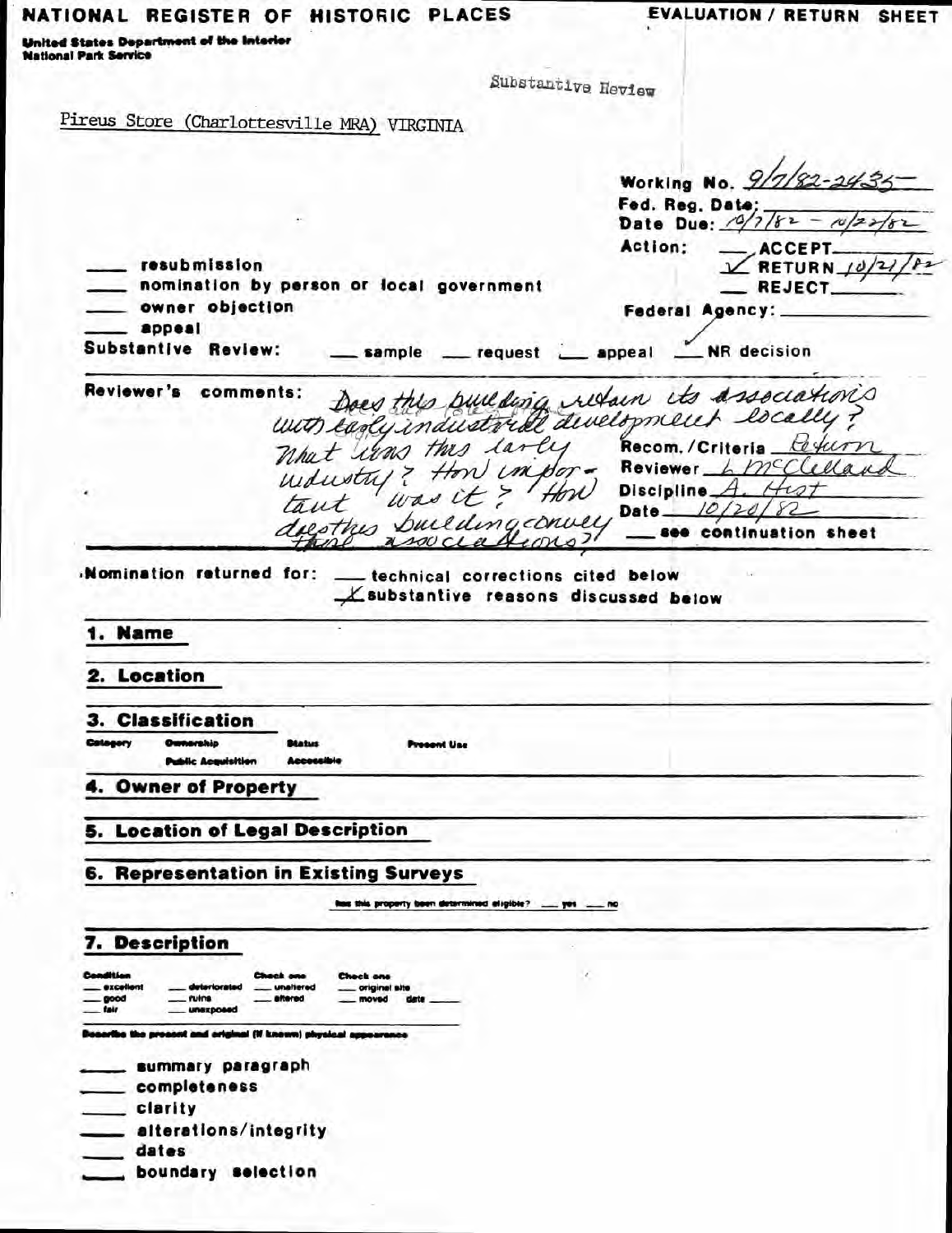**NATIONAL REGISTER OF HISTORIC PLACES** — **EVALUATION / RETURN SHEET**

**United States Department of the Interior**
**National Park Service**

Substantive Review

Pireus Store (Charlottesville MRA) VIRGINIA

**Working No.** 9/7/82-2435
**Fed. Reg. Date:**
**Date Due:** 10/7/82 - 10/22/82
**Action:** ___ ACCEPT___
✓ RETURN 10/21/82
___ REJECT___
**Federal Agency:**

___ resubmission
___ nomination by person or local government
___ owner objection
___ appeal

**Substantive Review:** ___ sample ___ request ___ appeal ✓ NR decision

**Reviewer's comments:** Does this building retain its associations with early industrial development locally? What was this early industry? How important was it? How does this building convey these associations?

**Recom./Criteria** Return
**Reviewer** L McClelland
**Discipline** A. Hist
**Date** 10/20/82
___ see continuation sheet

**Nomination returned for:** ___ technical corrections cited below
✓ substantive reasons discussed below

## 1. Name

## 2. Location

## 3. Classification

Category | Ownership | Status | Present Use
Public Acquisition | Accessible

## 4. Owner of Property

## 5. Location of Legal Description

## 6. Representation in Existing Surveys

Has this property been determined eligible? ___ yes ___ no

## 7. Description

**Condition:** ___ excellent ___ good ___ fair ___ deteriorated ___ ruins ___ unexposed
**Check one:** ___ unaltered ___ altered
**Check one:** ___ original site ___ moved date ___

Describe the present and original (if known) physical appearance

___ summary paragraph
___ completeness
___ clarity
___ alterations/integrity
___ dates
___ boundary selection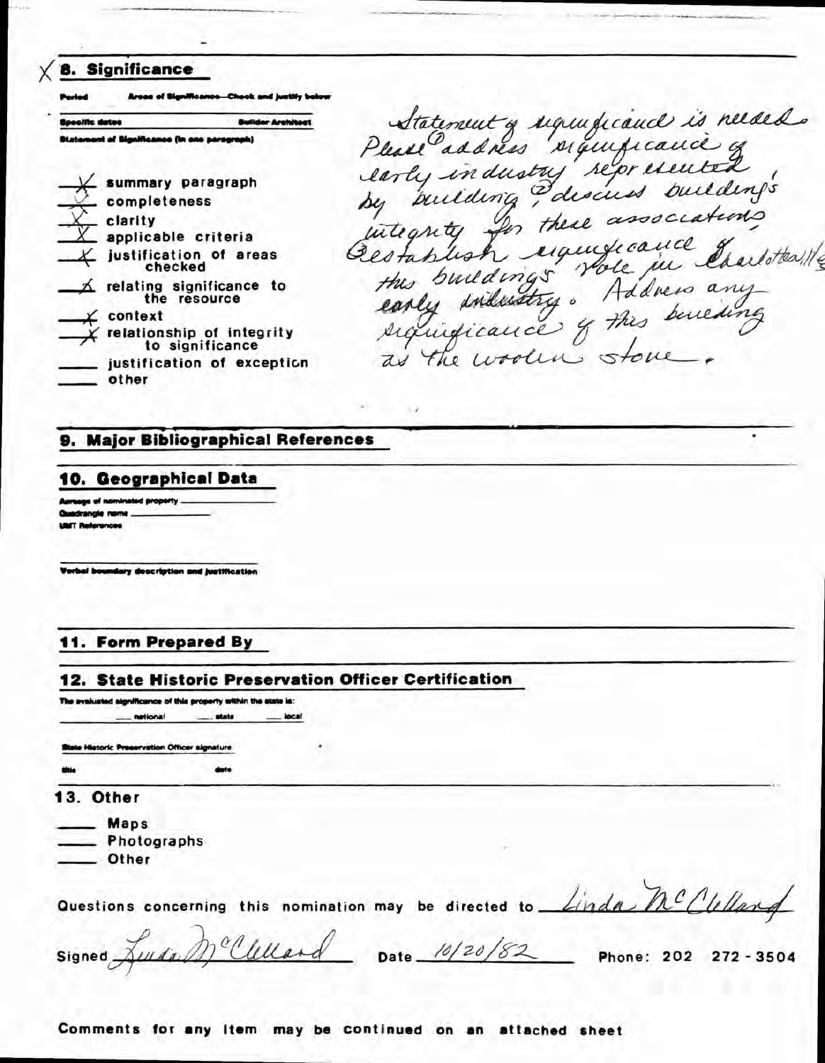## X 8. Significance

**Period** — **Areas of Significance—Check and justify below**

**Specific dates** — **Builder Architect**

**Statement of Significance (in one paragraph)**

- X summary paragraph
- ✓ completeness
- X clarity
- X applicable criteria
- X justification of areas checked
- X relating significance to the resource
- X context
- X relationship of integrity to significance
- ____ justification of exception
- ____ other

*Statement of significance is needed. Please ① address significance of early industry represented by building, ② discuss building's integrity for these associations ③ establish significance of this building's role in Charlottesville's early industry. Address any significance of this building as the woolen store.*

## 9. Major Bibliographical References

## 10. Geographical Data

**Acreage of nominated property** ____________

**Quadrangle name** ____________

**UMT References**

**Verbal boundary description and justification**

## 11. Form Prepared By

## 12. State Historic Preservation Officer Certification

The evaluated significance of this property within the state is:

____ national ____ state ____ local

**State Historic Preservation Officer signature**

**title** **date**

## 13. Other

- ____ Maps
- ____ Photographs
- ____ Other

Questions concerning this nomination may be directed to *Linda McClelland*

Signed *Linda McClelland* Date *10/20/82* Phone: 202 272-3504

**Comments for any item may be continued on an attached sheet**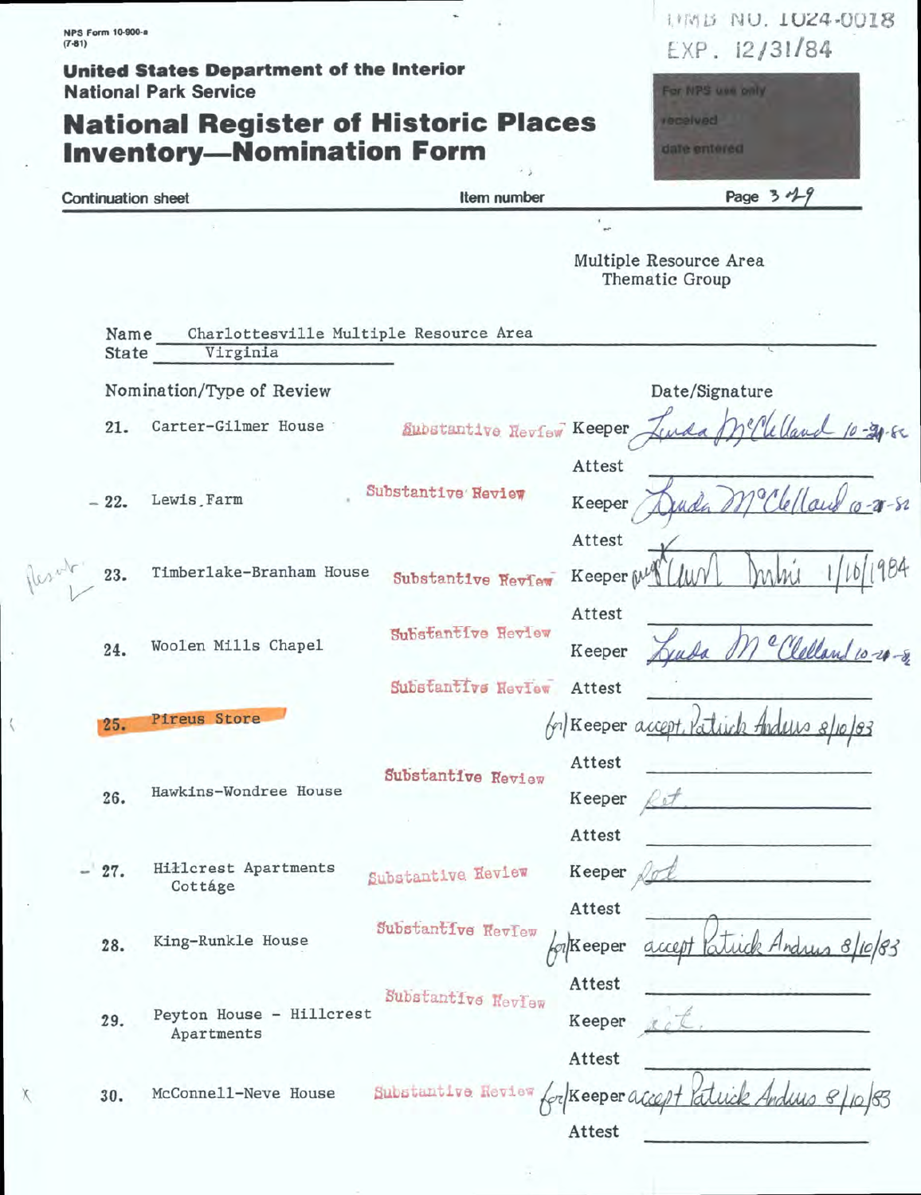NPS Form 10-900-a
(7-81)

OMB NO. 1024-0018
EXP. 12/31/84

**United States Department of the Interior**
**National Park Service**

# National Register of Historic Places Inventory—Nomination Form

For NPS use only
received
date entered

Continuation sheet | Item number | Page 3-19

Multiple Resource Area
Thematic Group

Name: Charlottesville Multiple Resource Area
State: Virginia

| Nomination/Type of Review | | | Date/Signature |
|---|---|---|---|
| 21. Carter-Gilmer House | Substantive Review | Keeper | Linda McClelland 10-21-82 |
| | | Attest | |
| 22. Lewis Farm | Substantive Review | Keeper | Linda McClelland 10-21-82 |
| | | Attest | |
| 23. Timberlake-Branham House | Substantive Review | Keeper | ... 1/10/1984 |
| | | Attest | |
| 24. Woolen Mills Chapel | Substantive Review | Keeper | Linda McClelland 10-21-82 |
| | Substantive Review | Attest | |
| 25. Pireus Store | | for Keeper | accept Patrick Andrus 8/10/83 |
| | | Attest | |
| 26. Hawkins-Wondree House | Substantive Review | Keeper | Ret |
| | | Attest | |
| 27. Hillcrest Apartments Cottage | Substantive Review | Keeper | Ret |
| | | Attest | |
| 28. King-Runkle House | Substantive Review | for Keeper | accept Patrick Andrus 8/10/83 |
| | | Attest | |
| 29. Peyton House - Hillcrest Apartments | Substantive Review | Keeper | Ret. |
| | | Attest | |
| 30. McConnell-Neve House | Substantive Review | for Keeper | accept Patrick Andrus 8/10/83 |
| | | Attest | |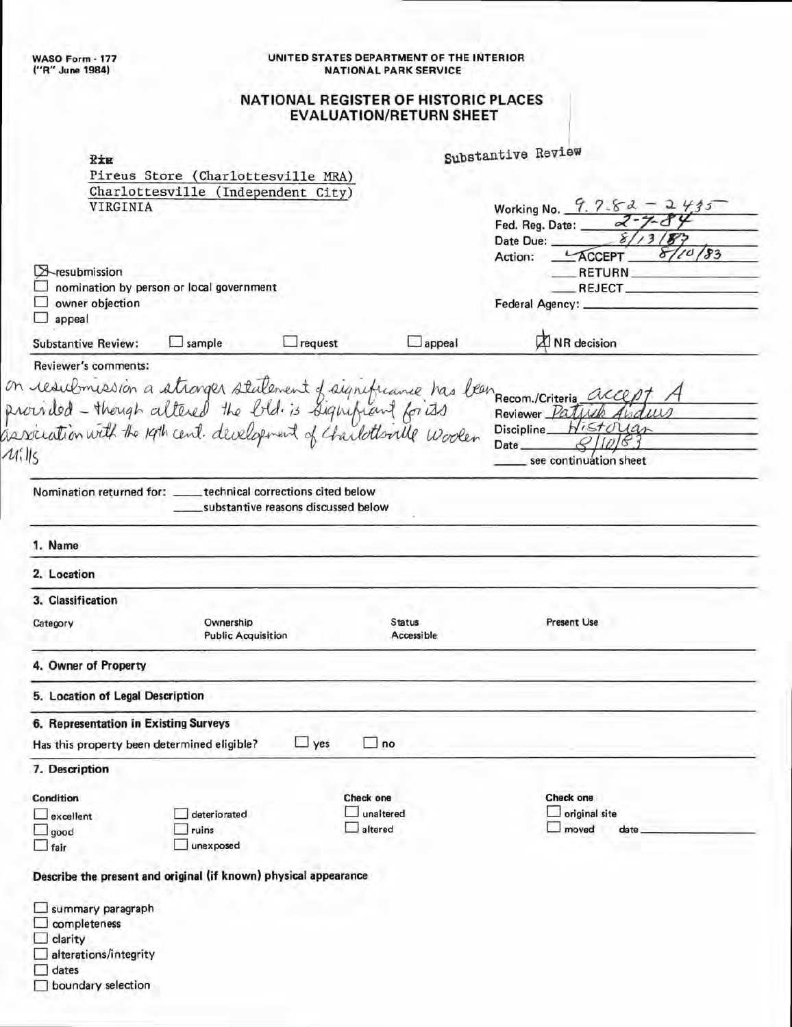WASO Form - 177
("R" June 1984)

UNITED STATES DEPARTMENT OF THE INTERIOR
NATIONAL PARK SERVICE

## NATIONAL REGISTER OF HISTORIC PLACES EVALUATION/RETURN SHEET

Substantive Review

Pireus Store (Charlottesville MRA)
Charlottesville (Independent City)
VIRGINIA

Working No. 9.7.82 - 2435
Fed. Reg. Date: 2-7-84
Date Due: 8/13/83
Action: ✓ ACCEPT 8/10/83
___ RETURN ___
___ REJECT ___
Federal Agency: ___

☒ resubmission
☐ nomination by person or local government
☐ owner objection
☐ appeal

Substantive Review: ☐ sample ☐ request ☐ appeal ☒ NR decision

Reviewer's comments:

On resubmission a stronger statement of significance has been provided - though altered the bld. is significant for its association with the 19th cent. development of Charlottsville Woolen Mills

Recom./Criteria accept A
Reviewer Patrick Andrus
Discipline Historian
Date 8/10/83
___ see continuation sheet

Nomination returned for: ___ technical corrections cited below
___ substantive reasons discussed below

**1. Name**

**2. Location**

**3. Classification**

| Category | Ownership<br>Public Acquisition | Status<br>Accessible | Present Use |
|---|---|---|---|

**4. Owner of Property**

**5. Location of Legal Description**

**6. Representation in Existing Surveys**

Has this property been determined eligible? ☐ yes ☐ no

**7. Description**

| Condition | | Check one | Check one |
|---|---|---|---|
| ☐ excellent | ☐ deteriorated | ☐ unaltered | ☐ original site |
| ☐ good | ☐ ruins | ☐ altered | ☐ moved date ___ |
| ☐ fair | ☐ unexposed | | |

**Describe the present and original (if known) physical appearance**

☐ summary paragraph
☐ completeness
☐ clarity
☐ alterations/integrity
☐ dates
☐ boundary selection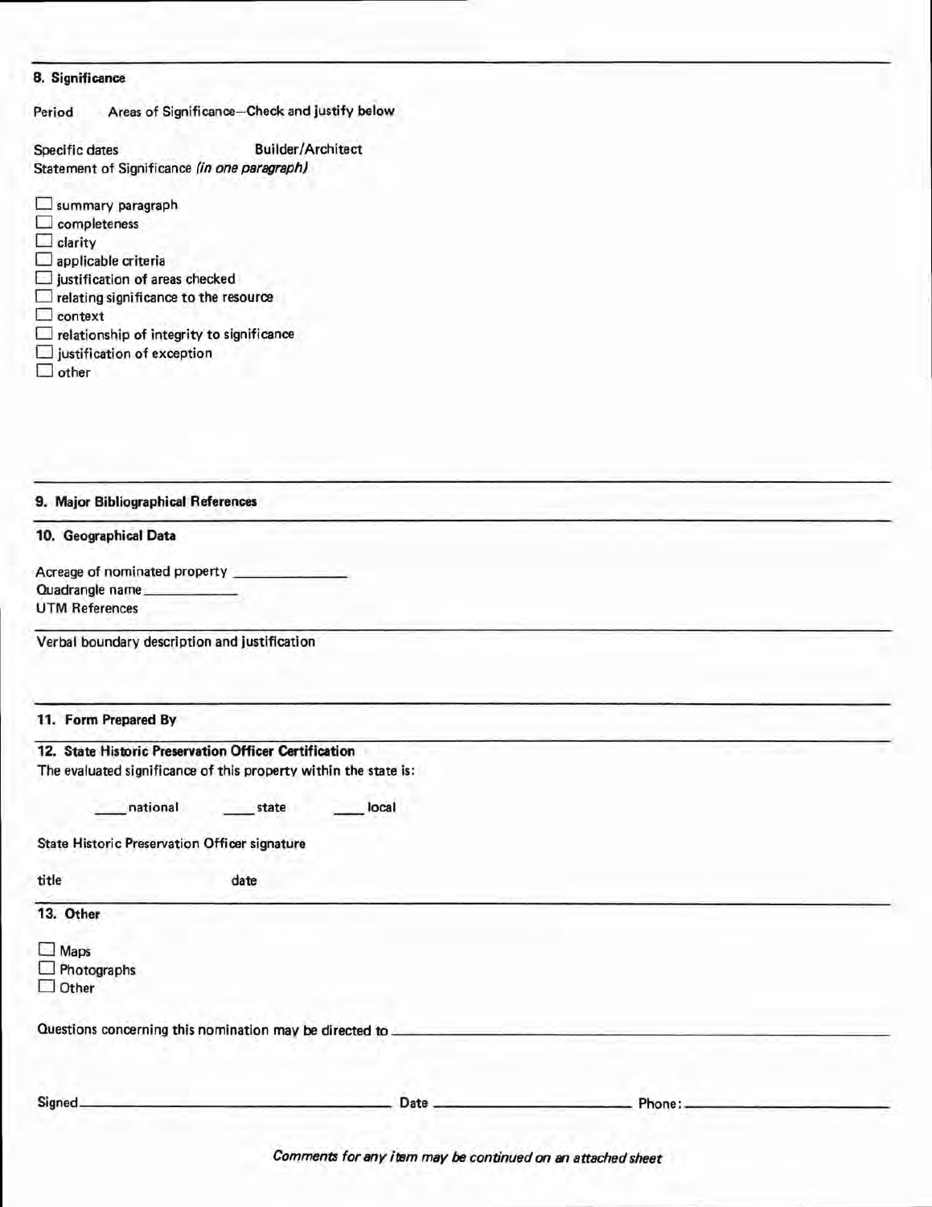## 8. Significance

Period Areas of Significance—Check and justify below

Specific dates Builder/Architect

Statement of Significance *(in one paragraph)*

- ☐ summary paragraph
- ☐ completeness
- ☐ clarity
- ☐ applicable criteria
- ☐ justification of areas checked
- ☐ relating significance to the resource
- ☐ context
- ☐ relationship of integrity to significance
- ☐ justification of exception
- ☐ other

## 9. Major Bibliographical References

## 10. Geographical Data

Acreage of nominated property ______________

Quadrangle name ____________

UTM References

Verbal boundary description and justification

## 11. Form Prepared By

## 12. State Historic Preservation Officer Certification

The evaluated significance of this property within the state is:

____ national ____ state ____ local

State Historic Preservation Officer signature

title date

## 13. Other

- ☐ Maps
- ☐ Photographs
- ☐ Other

Questions concerning this nomination may be directed to ______________________________

Signed ______________________________ Date ______________________ Phone: ______________________

*Comments for any item may be continued on an attached sheet*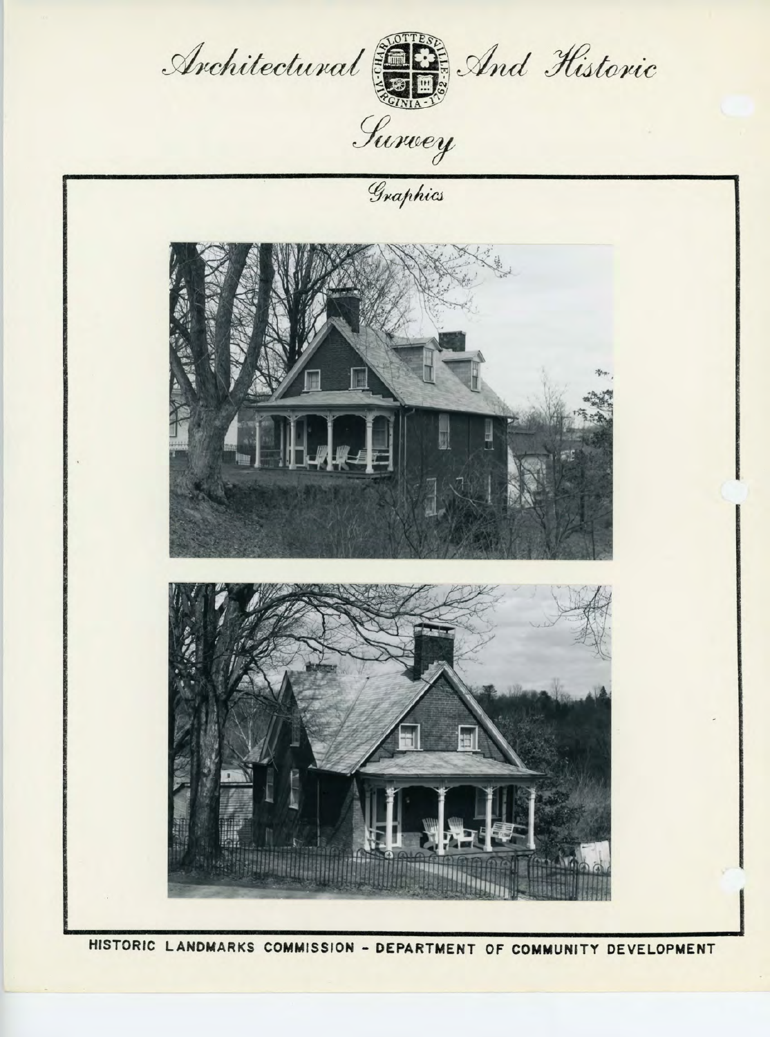# Architectural And Historic Survey

## Graphics

HISTORIC LANDMARKS COMMISSION - DEPARTMENT OF COMMUNITY DEVELOPMENT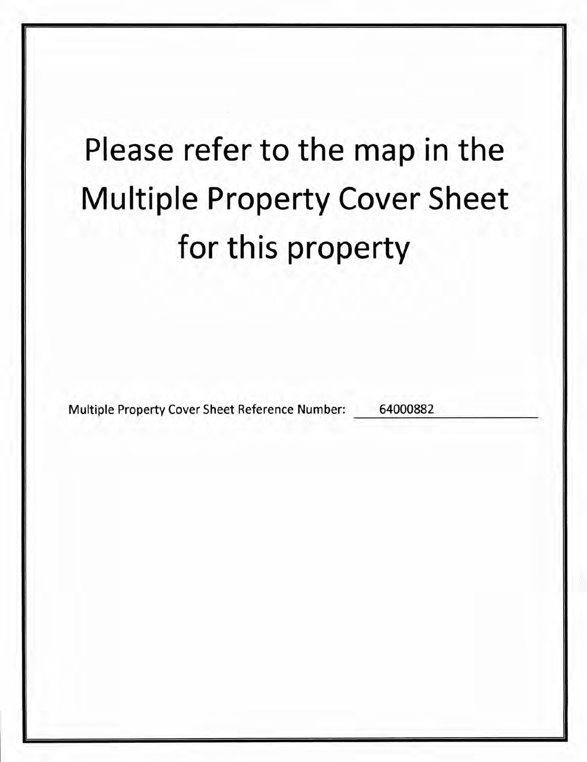# Please refer to the map in the Multiple Property Cover Sheet for this property

Multiple Property Cover Sheet Reference Number: 64000882